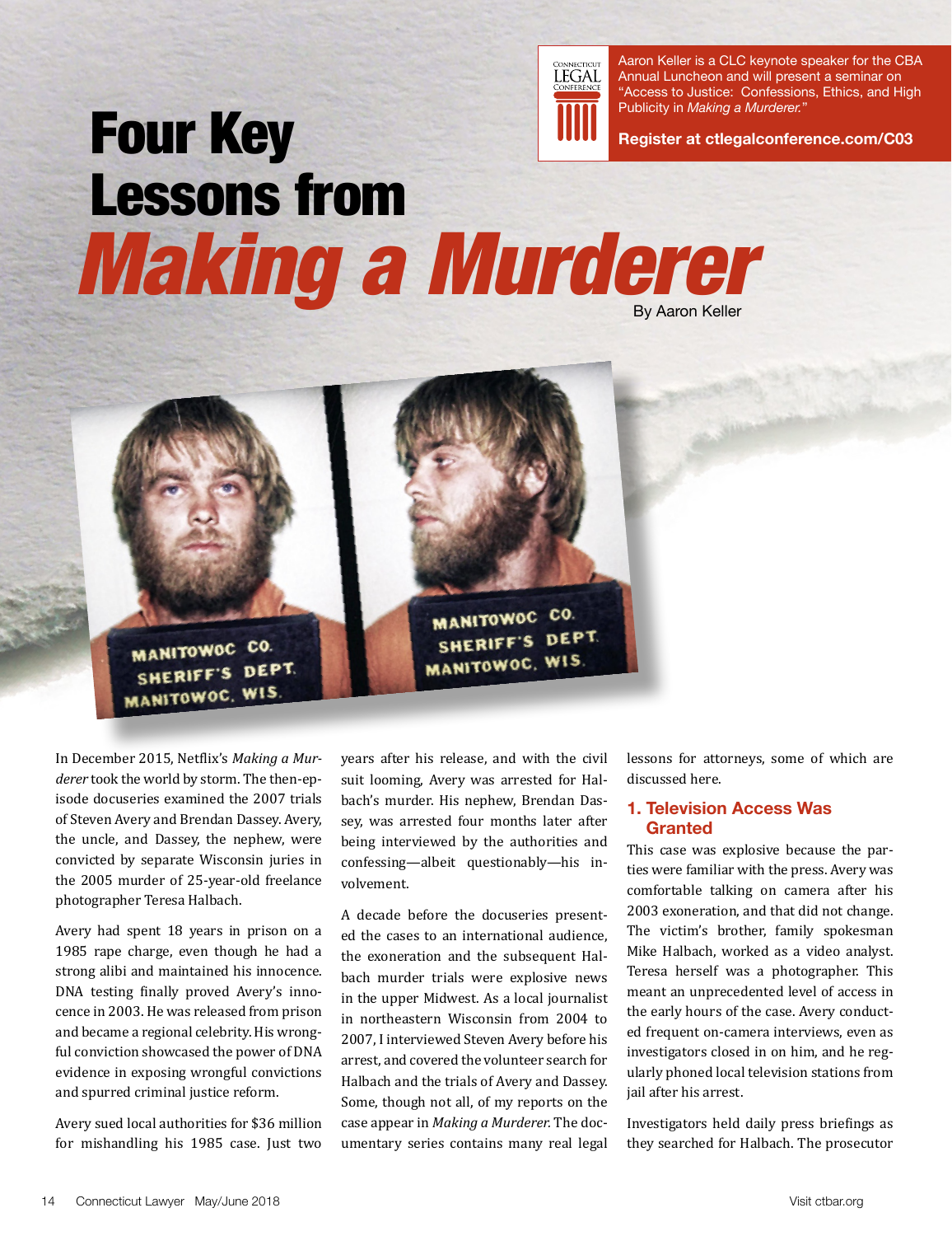# Four Key Lessons from *Making a Murderer*

By Aaron Keller

Aaron Keller is a CLC keynote speaker for the CBA Annual Luncheon and will present a seminar on "Access to Justice: Confessions, Ethics, and High Publicity in *Making a Murderer.*"

**Register at ctlegalconference.com/C03**

In December 2015, Netflix's *Making a Murderer* took the world by storm. The then-episode docuseries examined the 2007 trials of Steven Avery and Brendan Dassey. Avery, the uncle, and Dassey, the nephew, were convicted by separate Wisconsin juries in the 2005 murder of 25-year-old freelance photographer Teresa Halbach.

Avery had spent 18 years in prison on a 1985 rape charge, even though he had a strong alibi and maintained his innocence. DNA testing finally proved Avery's innocence in 2003. He was released from prison and became a regional celebrity. His wrongful conviction showcased the power of DNA evidence in exposing wrongful convictions and spurred criminal justice reform.

Avery sued local authorities for $36 million for mishandling his 1985 case. Just two years after his release, and with the civil suit looming, Avery was arrested for Halbach's murder. His nephew, Brendan Dassey, was arrested four months later after being interviewed by the authorities and confessing—albeit questionably—his involvement.

A decade before the docuseries presented the cases to an international audience, the exoneration and the subsequent Halbach murder trials were explosive news in the upper Midwest. As a local journalist in northeastern Wisconsin from 2004 to 2007, I interviewed Steven Avery before his arrest, and covered the volunteer search for Halbach and the trials of Avery and Dassey. Some, though not all, of my reports on the case appear in *Making a Murderer*. The documentary series contains many real legal lessons for attorneys, some of which are discussed here.

## 1. Television Access Was Granted

This case was explosive because the parties were familiar with the press. Avery was comfortable talking on camera after his 2003 exoneration, and that did not change. The victim's brother, family spokesman Mike Halbach, worked as a video analyst. Teresa herself was a photographer. This meant an unprecedented level of access in the early hours of the case. Avery conducted frequent on-camera interviews, even as investigators closed in on him, and he regularly phoned local television stations from jail after his arrest.

Investigators held daily press briefings as they searched for Halbach. The prosecutor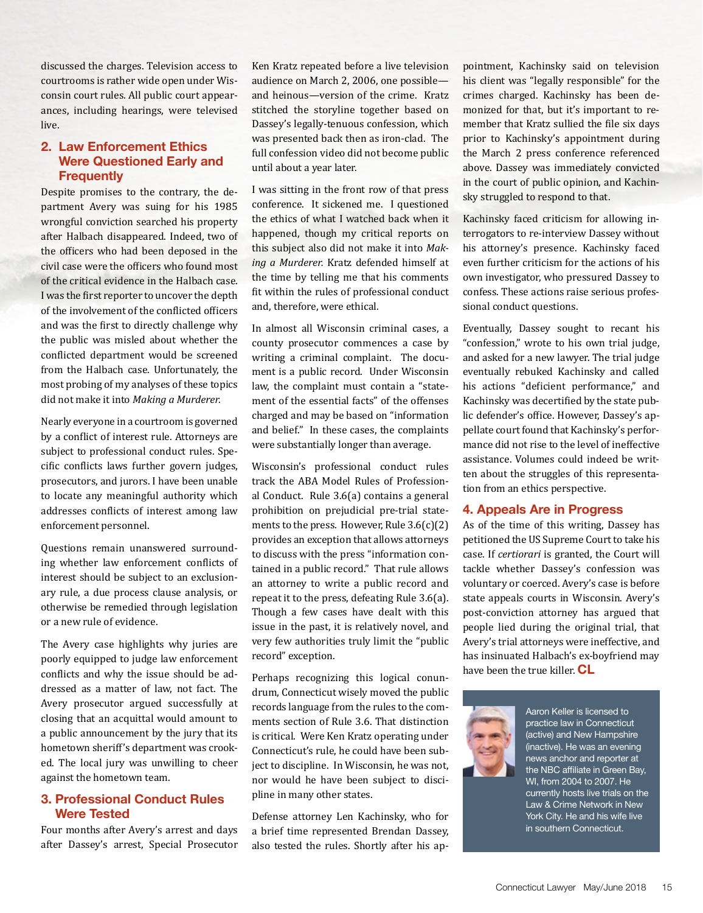discussed the charges. Television access to courtrooms is rather wide open under Wisconsin court rules. All public court appearances, including hearings, were televised live.

## 2. Law Enforcement Ethics Were Questioned Early and Frequently

Despite promises to the contrary, the department Avery was suing for his 1985 wrongful conviction searched his property after Halbach disappeared. Indeed, two of the officers who had been deposed in the civil case were the officers who found most of the critical evidence in the Halbach case. I was the first reporter to uncover the depth of the involvement of the conflicted officers and was the first to directly challenge why the public was misled about whether the conflicted department would be screened from the Halbach case. Unfortunately, the most probing of my analyses of these topics did not make it into *Making a Murderer.*

Nearly everyone in a courtroom is governed by a conflict of interest rule. Attorneys are subject to professional conduct rules. Specific conflicts laws further govern judges, prosecutors, and jurors. I have been unable to locate any meaningful authority which addresses conflicts of interest among law enforcement personnel.

Questions remain unanswered surrounding whether law enforcement conflicts of interest should be subject to an exclusionary rule, a due process clause analysis, or otherwise be remedied through legislation or a new rule of evidence.

The Avery case highlights why juries are poorly equipped to judge law enforcement conflicts and why the issue should be addressed as a matter of law, not fact. The Avery prosecutor argued successfully at closing that an acquittal would amount to a public announcement by the jury that its hometown sheriff's department was crooked. The local jury was unwilling to cheer against the hometown team.

## 3. Professional Conduct Rules Were Tested

Four months after Avery's arrest and days after Dassey's arrest, Special Prosecutor Ken Kratz repeated before a live television audience on March 2, 2006, one possible—and heinous—version of the crime. Kratz stitched the storyline together based on Dassey's legally-tenuous confession, which was presented back then as iron-clad. The full confession video did not become public until about a year later.

I was sitting in the front row of that press conference. It sickened me. I questioned the ethics of what I watched back when it happened, though my critical reports on this subject also did not make it into *Making a Murderer.* Kratz defended himself at the time by telling me that his comments fit within the rules of professional conduct and, therefore, were ethical.

In almost all Wisconsin criminal cases, a county prosecutor commences a case by writing a criminal complaint. The document is a public record. Under Wisconsin law, the complaint must contain a "statement of the essential facts" of the offenses charged and may be based on "information and belief." In these cases, the complaints were substantially longer than average.

Wisconsin's professional conduct rules track the ABA Model Rules of Professional Conduct. Rule 3.6(a) contains a general prohibition on prejudicial pre-trial statements to the press. However, Rule 3.6(c)(2) provides an exception that allows attorneys to discuss with the press "information contained in a public record." That rule allows an attorney to write a public record and repeat it to the press, defeating Rule 3.6(a). Though a few cases have dealt with this issue in the past, it is relatively novel, and very few authorities truly limit the "public record" exception.

Perhaps recognizing this logical conundrum, Connecticut wisely moved the public records language from the rules to the comments section of Rule 3.6. That distinction is critical. Were Ken Kratz operating under Connecticut's rule, he could have been subject to discipline. In Wisconsin, he was not, nor would he have been subject to discipline in many other states.

Defense attorney Len Kachinsky, who for a brief time represented Brendan Dassey, also tested the rules. Shortly after his appointment, Kachinsky said on television his client was "legally responsible" for the crimes charged. Kachinsky has been demonized for that, but it's important to remember that Kratz sullied the file six days prior to Kachinsky's appointment during the March 2 press conference referenced above. Dassey was immediately convicted in the court of public opinion, and Kachinsky struggled to respond to that.

Kachinsky faced criticism for allowing interrogators to re-interview Dassey without his attorney's presence. Kachinsky faced even further criticism for the actions of his own investigator, who pressured Dassey to confess. These actions raise serious professional conduct questions.

Eventually, Dassey sought to recant his "confession," wrote to his own trial judge, and asked for a new lawyer. The trial judge eventually rebuked Kachinsky and called his actions "deficient performance," and Kachinsky was decertified by the state public defender's office. However, Dassey's appellate court found that Kachinsky's performance did not rise to the level of ineffective assistance. Volumes could indeed be written about the struggles of this representation from an ethics perspective.

## 4. Appeals Are in Progress

As of the time of this writing, Dassey has petitioned the US Supreme Court to take his case. If *certiorari* is granted, the Court will tackle whether Dassey's confession was voluntary or coerced. Avery's case is before state appeals courts in Wisconsin. Avery's post-conviction attorney has argued that people lied during the original trial, that Avery's trial attorneys were ineffective, and has insinuated Halbach's ex-boyfriend may have been the true killer. **CL**

Aaron Keller is licensed to practice law in Connecticut (active) and New Hampshire (inactive). He was an evening news anchor and reporter at the NBC affiliate in Green Bay, WI, from 2004 to 2007. He currently hosts live trials on the Law & Crime Network in New York City. He and his wife live in southern Connecticut.